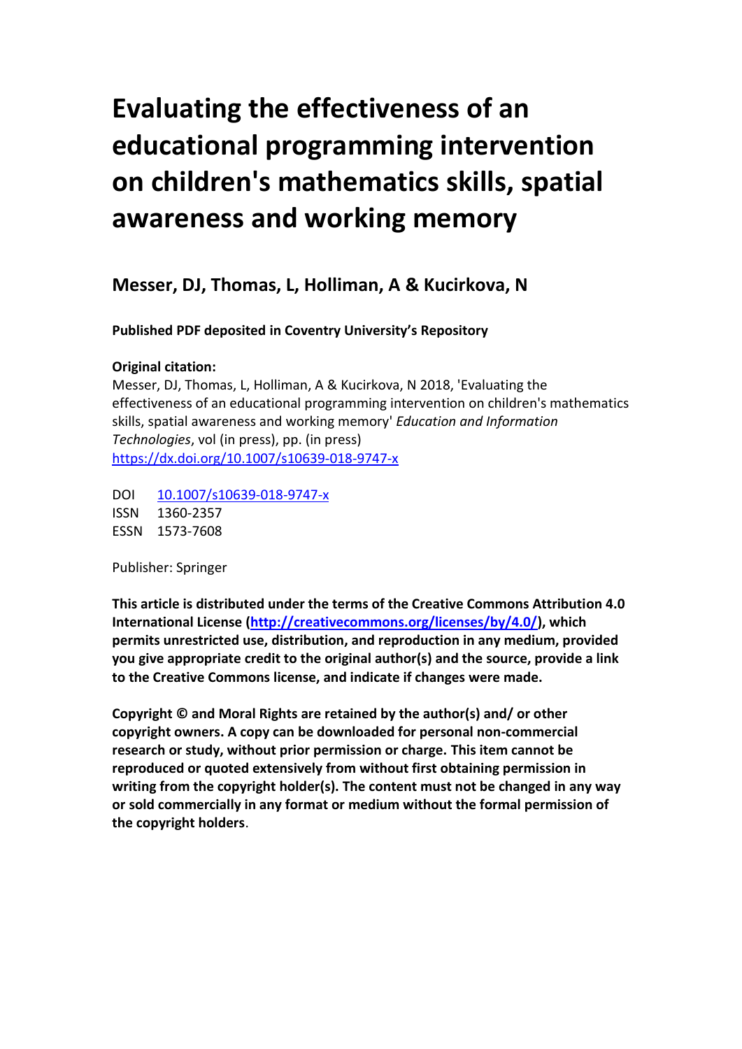# Evaluating the effectiveness of an educational programming intervention on children's mathematics skills, spatial awareness and working memory

## Messer, DJ, Thomas, L, Holliman, A & Kucirkova, N

**Published PDF deposited in Coventry University's Repository**

**Original citation:**
Messer, DJ, Thomas, L, Holliman, A & Kucirkova, N 2018, 'Evaluating the effectiveness of an educational programming intervention on children's mathematics skills, spatial awareness and working memory' *Education and Information Technologies*, vol (in press), pp. (in press)
https://dx.doi.org/10.1007/s10639-018-9747-x

DOI 10.1007/s10639-018-9747-x
ISSN 1360-2357
ESSN 1573-7608

Publisher: Springer

**This article is distributed under the terms of the Creative Commons Attribution 4.0 International License (http://creativecommons.org/licenses/by/4.0/), which permits unrestricted use, distribution, and reproduction in any medium, provided you give appropriate credit to the original author(s) and the source, provide a link to the Creative Commons license, and indicate if changes were made.**

**Copyright © and Moral Rights are retained by the author(s) and/ or other copyright owners. A copy can be downloaded for personal non-commercial research or study, without prior permission or charge. This item cannot be reproduced or quoted extensively from without first obtaining permission in writing from the copyright holder(s). The content must not be changed in any way or sold commercially in any format or medium without the formal permission of the copyright holders**.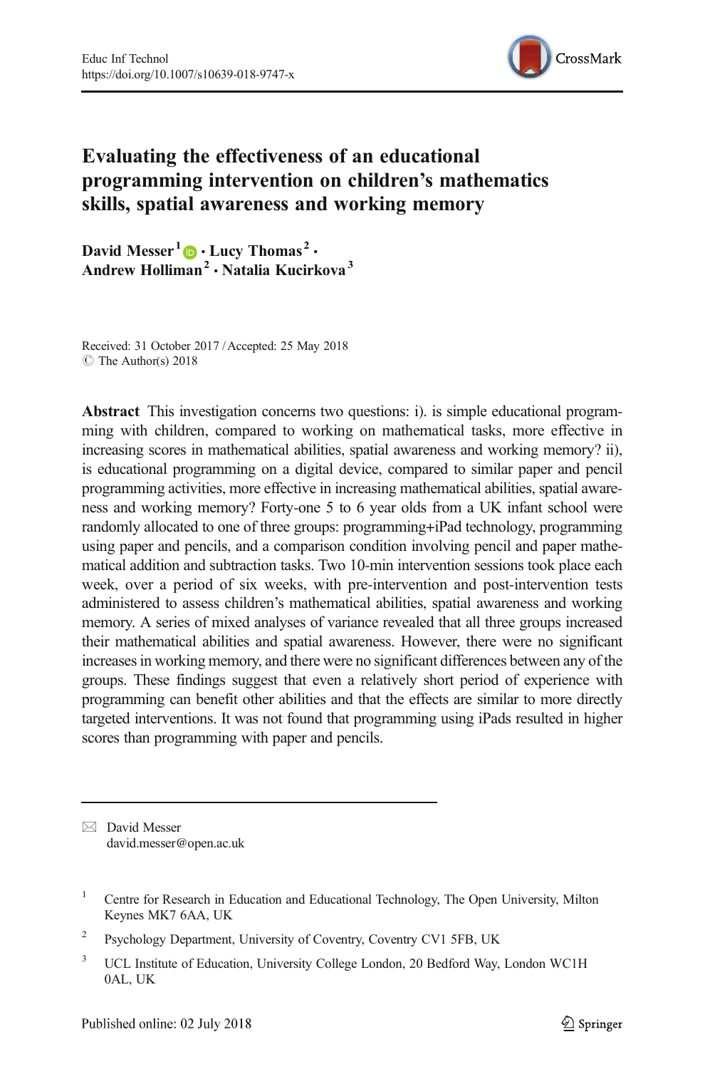# Evaluating the effectiveness of an educational programming intervention on children's mathematics skills, spatial awareness and working memory

**David Messer**[1] · **Lucy Thomas**[2] · **Andrew Holliman**[2] · **Natalia Kucirkova**[3]

Received: 31 October 2017 / Accepted: 25 May 2018
© The Author(s) 2018

**Abstract** This investigation concerns two questions: i). is simple educational programming with children, compared to working on mathematical tasks, more effective in increasing scores in mathematical abilities, spatial awareness and working memory? ii), is educational programming on a digital device, compared to similar paper and pencil programming activities, more effective in increasing mathematical abilities, spatial awareness and working memory? Forty-one 5 to 6 year olds from a UK infant school were randomly allocated to one of three groups: programming+iPad technology, programming using paper and pencils, and a comparison condition involving pencil and paper mathematical addition and subtraction tasks. Two 10-min intervention sessions took place each week, over a period of six weeks, with pre-intervention and post-intervention tests administered to assess children's mathematical abilities, spatial awareness and working memory. A series of mixed analyses of variance revealed that all three groups increased their mathematical abilities and spatial awareness. However, there were no significant increases in working memory, and there were no significant differences between any of the groups. These findings suggest that even a relatively short period of experience with programming can benefit other abilities and that the effects are similar to more directly targeted interventions. It was not found that programming using iPads resulted in higher scores than programming with paper and pencils.

---

✉ David Messer
david.messer@open.ac.uk

[1] Centre for Research in Education and Educational Technology, The Open University, Milton Keynes MK7 6AA, UK

[2] Psychology Department, University of Coventry, Coventry CV1 5FB, UK

[3] UCL Institute of Education, University College London, 20 Bedford Way, London WC1H 0AL, UK

Published online: 02 July 2018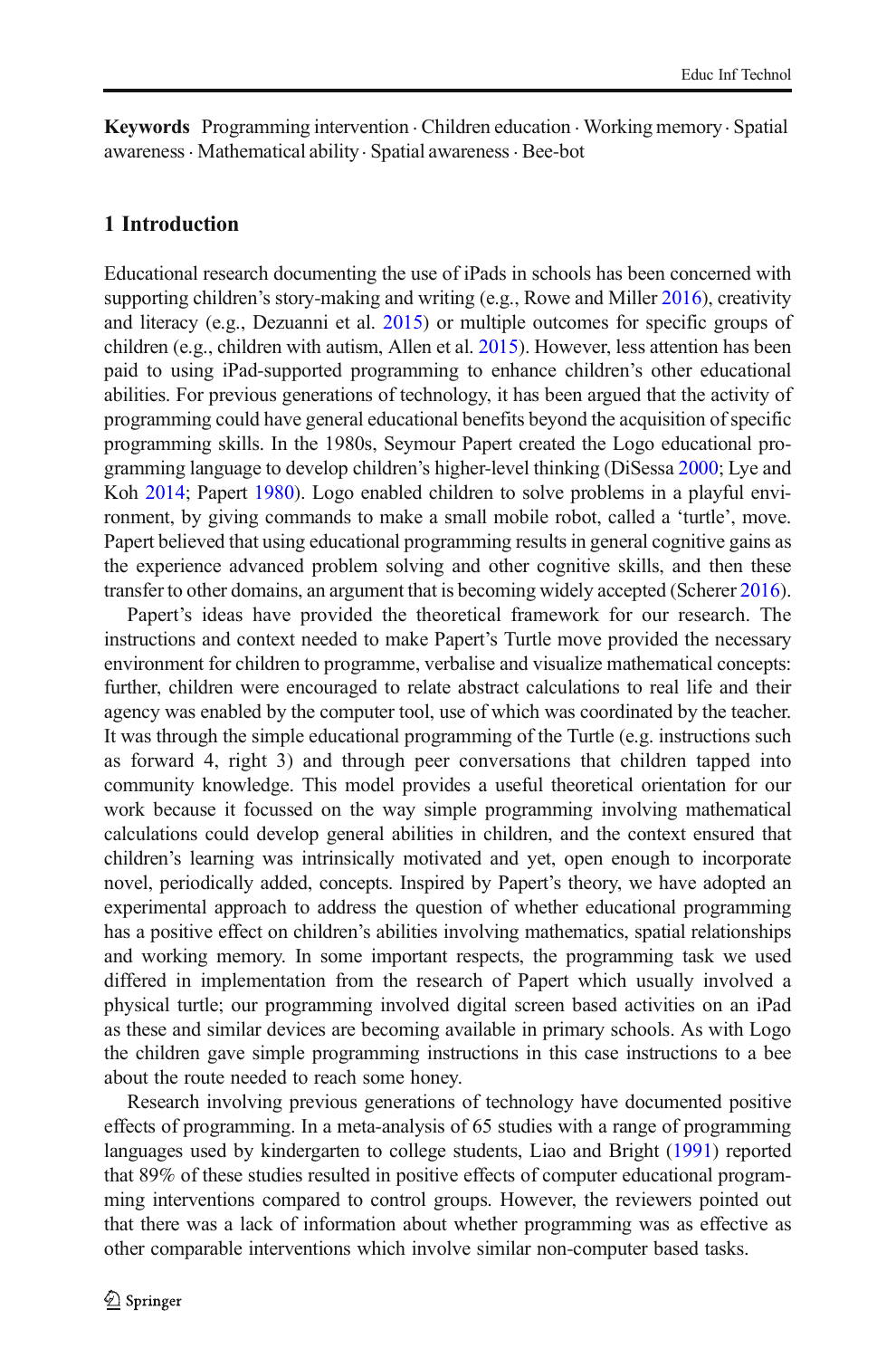**Keywords** Programming intervention · Children education · Working memory · Spatial awareness · Mathematical ability · Spatial awareness · Bee-bot

## 1 Introduction

Educational research documenting the use of iPads in schools has been concerned with supporting children's story-making and writing (e.g., Rowe and Miller 2016), creativity and literacy (e.g., Dezuanni et al. 2015) or multiple outcomes for specific groups of children (e.g., children with autism, Allen et al. 2015). However, less attention has been paid to using iPad-supported programming to enhance children's other educational abilities. For previous generations of technology, it has been argued that the activity of programming could have general educational benefits beyond the acquisition of specific programming skills. In the 1980s, Seymour Papert created the Logo educational programming language to develop children's higher-level thinking (DiSessa 2000; Lye and Koh 2014; Papert 1980). Logo enabled children to solve problems in a playful environment, by giving commands to make a small mobile robot, called a 'turtle', move. Papert believed that using educational programming results in general cognitive gains as the experience advanced problem solving and other cognitive skills, and then these transfer to other domains, an argument that is becoming widely accepted (Scherer 2016).

Papert's ideas have provided the theoretical framework for our research. The instructions and context needed to make Papert's Turtle move provided the necessary environment for children to programme, verbalise and visualize mathematical concepts: further, children were encouraged to relate abstract calculations to real life and their agency was enabled by the computer tool, use of which was coordinated by the teacher. It was through the simple educational programming of the Turtle (e.g. instructions such as forward 4, right 3) and through peer conversations that children tapped into community knowledge. This model provides a useful theoretical orientation for our work because it focussed on the way simple programming involving mathematical calculations could develop general abilities in children, and the context ensured that children's learning was intrinsically motivated and yet, open enough to incorporate novel, periodically added, concepts. Inspired by Papert's theory, we have adopted an experimental approach to address the question of whether educational programming has a positive effect on children's abilities involving mathematics, spatial relationships and working memory. In some important respects, the programming task we used differed in implementation from the research of Papert which usually involved a physical turtle; our programming involved digital screen based activities on an iPad as these and similar devices are becoming available in primary schools. As with Logo the children gave simple programming instructions in this case instructions to a bee about the route needed to reach some honey.

Research involving previous generations of technology have documented positive effects of programming. In a meta-analysis of 65 studies with a range of programming languages used by kindergarten to college students, Liao and Bright (1991) reported that 89% of these studies resulted in positive effects of computer educational programming interventions compared to control groups. However, the reviewers pointed out that there was a lack of information about whether programming was as effective as other comparable interventions which involve similar non-computer based tasks.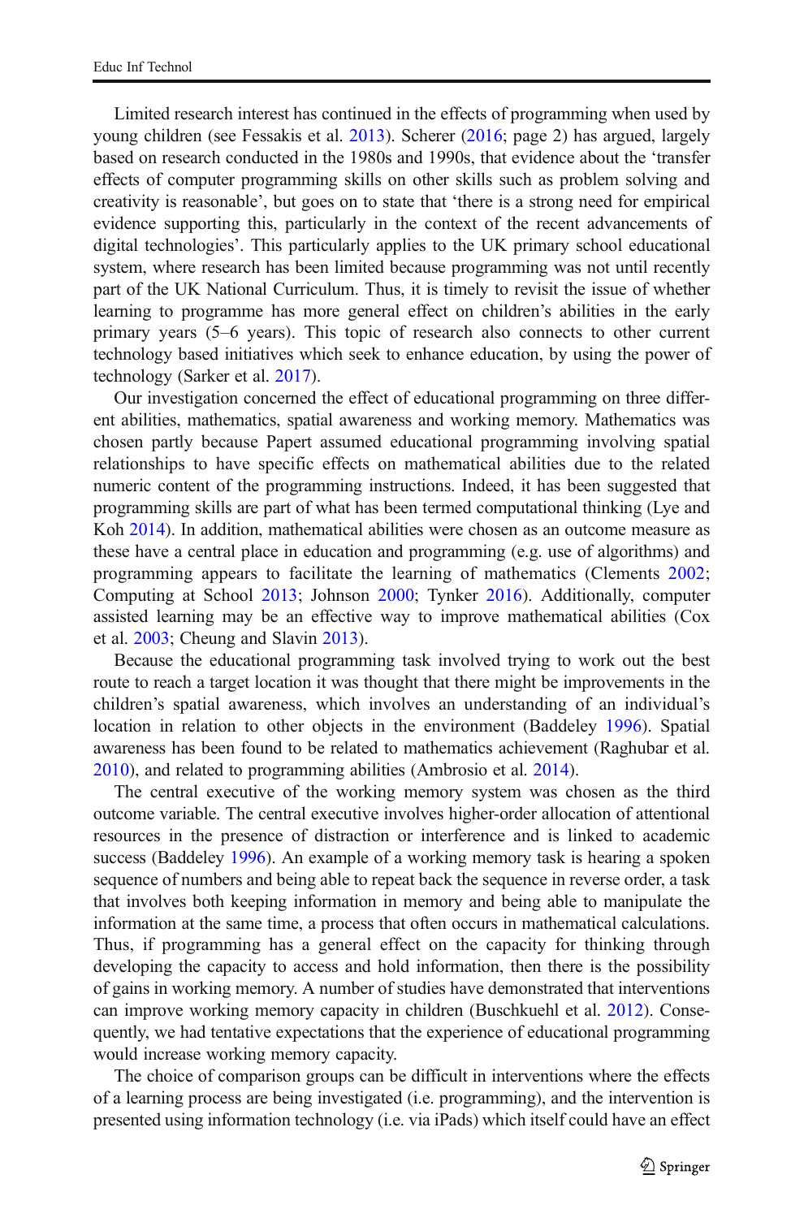Limited research interest has continued in the effects of programming when used by young children (see Fessakis et al. 2013). Scherer (2016; page 2) has argued, largely based on research conducted in the 1980s and 1990s, that evidence about the 'transfer effects of computer programming skills on other skills such as problem solving and creativity is reasonable', but goes on to state that 'there is a strong need for empirical evidence supporting this, particularly in the context of the recent advancements of digital technologies'. This particularly applies to the UK primary school educational system, where research has been limited because programming was not until recently part of the UK National Curriculum. Thus, it is timely to revisit the issue of whether learning to programme has more general effect on children's abilities in the early primary years (5–6 years). This topic of research also connects to other current technology based initiatives which seek to enhance education, by using the power of technology (Sarker et al. 2017).

Our investigation concerned the effect of educational programming on three different abilities, mathematics, spatial awareness and working memory. Mathematics was chosen partly because Papert assumed educational programming involving spatial relationships to have specific effects on mathematical abilities due to the related numeric content of the programming instructions. Indeed, it has been suggested that programming skills are part of what has been termed computational thinking (Lye and Koh 2014). In addition, mathematical abilities were chosen as an outcome measure as these have a central place in education and programming (e.g. use of algorithms) and programming appears to facilitate the learning of mathematics (Clements 2002; Computing at School 2013; Johnson 2000; Tynker 2016). Additionally, computer assisted learning may be an effective way to improve mathematical abilities (Cox et al. 2003; Cheung and Slavin 2013).

Because the educational programming task involved trying to work out the best route to reach a target location it was thought that there might be improvements in the children's spatial awareness, which involves an understanding of an individual's location in relation to other objects in the environment (Baddeley 1996). Spatial awareness has been found to be related to mathematics achievement (Raghubar et al. 2010), and related to programming abilities (Ambrosio et al. 2014).

The central executive of the working memory system was chosen as the third outcome variable. The central executive involves higher-order allocation of attentional resources in the presence of distraction or interference and is linked to academic success (Baddeley 1996). An example of a working memory task is hearing a spoken sequence of numbers and being able to repeat back the sequence in reverse order, a task that involves both keeping information in memory and being able to manipulate the information at the same time, a process that often occurs in mathematical calculations. Thus, if programming has a general effect on the capacity for thinking through developing the capacity to access and hold information, then there is the possibility of gains in working memory. A number of studies have demonstrated that interventions can improve working memory capacity in children (Buschkuehl et al. 2012). Consequently, we had tentative expectations that the experience of educational programming would increase working memory capacity.

The choice of comparison groups can be difficult in interventions where the effects of a learning process are being investigated (i.e. programming), and the intervention is presented using information technology (i.e. via iPads) which itself could have an effect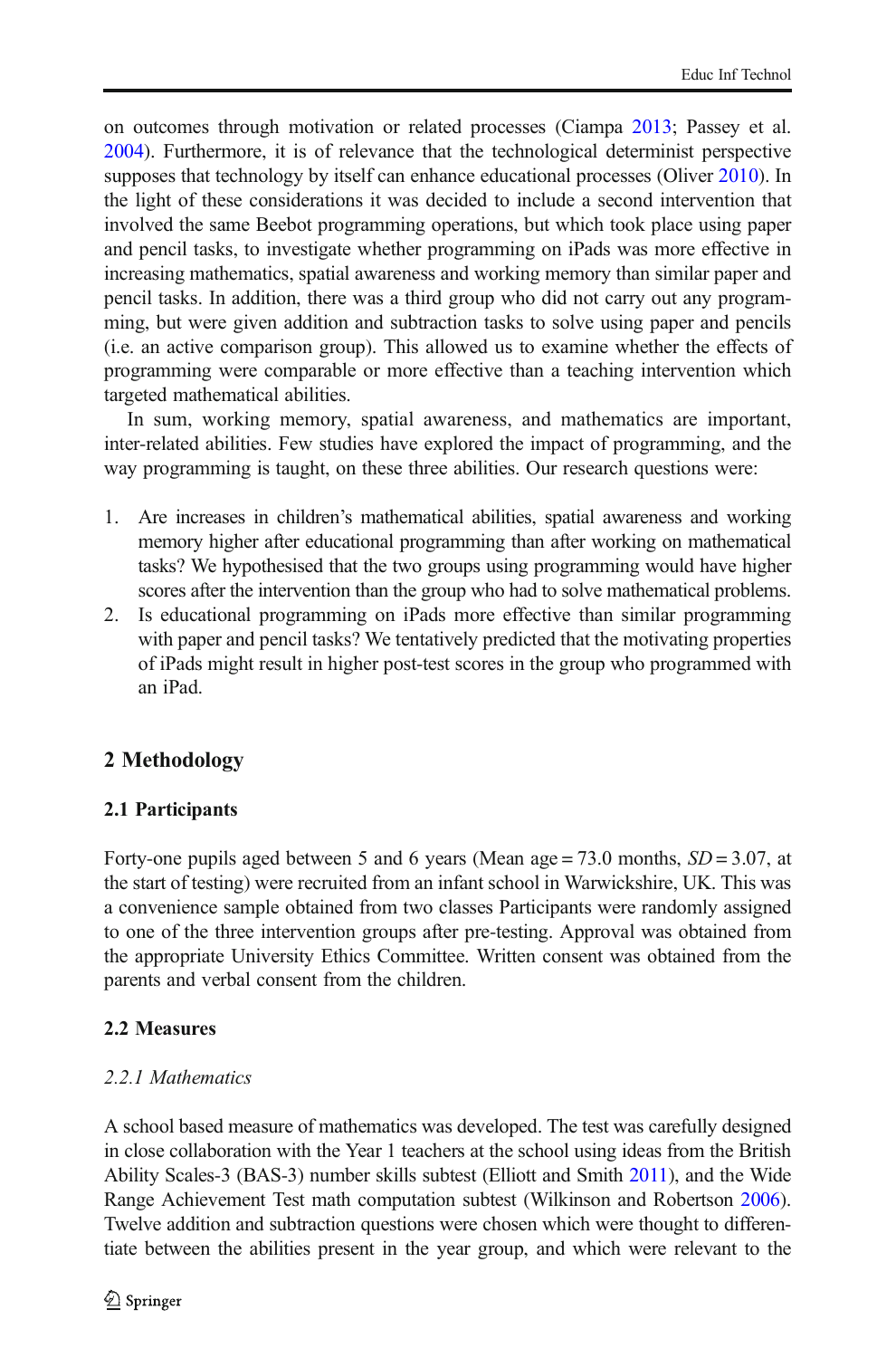on outcomes through motivation or related processes (Ciampa 2013; Passey et al. 2004). Furthermore, it is of relevance that the technological determinist perspective supposes that technology by itself can enhance educational processes (Oliver 2010). In the light of these considerations it was decided to include a second intervention that involved the same Beebot programming operations, but which took place using paper and pencil tasks, to investigate whether programming on iPads was more effective in increasing mathematics, spatial awareness and working memory than similar paper and pencil tasks. In addition, there was a third group who did not carry out any programming, but were given addition and subtraction tasks to solve using paper and pencils (i.e. an active comparison group). This allowed us to examine whether the effects of programming were comparable or more effective than a teaching intervention which targeted mathematical abilities.

In sum, working memory, spatial awareness, and mathematics are important, inter-related abilities. Few studies have explored the impact of programming, and the way programming is taught, on these three abilities. Our research questions were:

1. Are increases in children's mathematical abilities, spatial awareness and working memory higher after educational programming than after working on mathematical tasks? We hypothesised that the two groups using programming would have higher scores after the intervention than the group who had to solve mathematical problems.
2. Is educational programming on iPads more effective than similar programming with paper and pencil tasks? We tentatively predicted that the motivating properties of iPads might result in higher post-test scores in the group who programmed with an iPad.

## 2 Methodology

### 2.1 Participants

Forty-one pupils aged between 5 and 6 years (Mean age = 73.0 months, *SD* = 3.07, at the start of testing) were recruited from an infant school in Warwickshire, UK. This was a convenience sample obtained from two classes Participants were randomly assigned to one of the three intervention groups after pre-testing. Approval was obtained from the appropriate University Ethics Committee. Written consent was obtained from the parents and verbal consent from the children.

### 2.2 Measures

#### *2.2.1 Mathematics*

A school based measure of mathematics was developed. The test was carefully designed in close collaboration with the Year 1 teachers at the school using ideas from the British Ability Scales-3 (BAS-3) number skills subtest (Elliott and Smith 2011), and the Wide Range Achievement Test math computation subtest (Wilkinson and Robertson 2006). Twelve addition and subtraction questions were chosen which were thought to differentiate between the abilities present in the year group, and which were relevant to the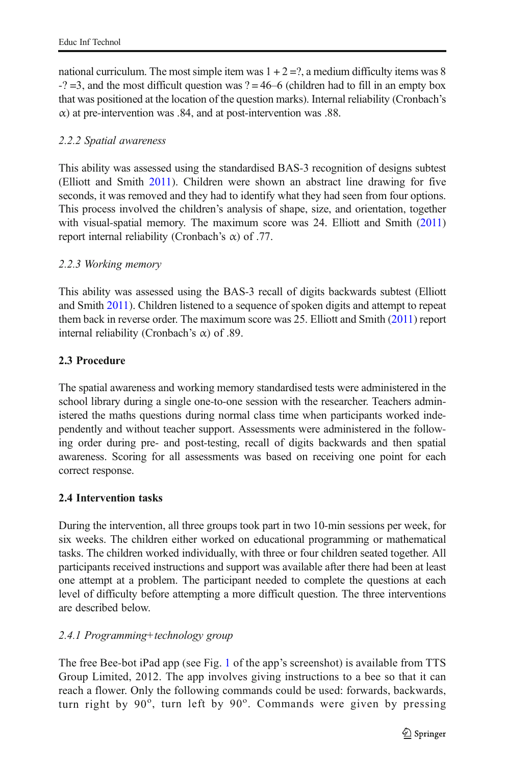national curriculum. The most simple item was 1 + 2 =?, a medium difficulty items was 8 -? =3, and the most difficult question was ? = 46–6 (children had to fill in an empty box that was positioned at the location of the question marks). Internal reliability (Cronbach's α) at pre-intervention was .84, and at post-intervention was .88.

### *2.2.2 Spatial awareness*

This ability was assessed using the standardised BAS-3 recognition of designs subtest (Elliott and Smith 2011). Children were shown an abstract line drawing for five seconds, it was removed and they had to identify what they had seen from four options. This process involved the children's analysis of shape, size, and orientation, together with visual-spatial memory. The maximum score was 24. Elliott and Smith (2011) report internal reliability (Cronbach's α) of .77.

### *2.2.3 Working memory*

This ability was assessed using the BAS-3 recall of digits backwards subtest (Elliott and Smith 2011). Children listened to a sequence of spoken digits and attempt to repeat them back in reverse order. The maximum score was 25. Elliott and Smith (2011) report internal reliability (Cronbach's α) of .89.

## 2.3 Procedure

The spatial awareness and working memory standardised tests were administered in the school library during a single one-to-one session with the researcher. Teachers administered the maths questions during normal class time when participants worked independently and without teacher support. Assessments were administered in the following order during pre- and post-testing, recall of digits backwards and then spatial awareness. Scoring for all assessments was based on receiving one point for each correct response.

## 2.4 Intervention tasks

During the intervention, all three groups took part in two 10-min sessions per week, for six weeks. The children either worked on educational programming or mathematical tasks. The children worked individually, with three or four children seated together. All participants received instructions and support was available after there had been at least one attempt at a problem. The participant needed to complete the questions at each level of difficulty before attempting a more difficult question. The three interventions are described below.

### *2.4.1 Programming+technology group*

The free Bee-bot iPad app (see Fig. 1 of the app's screenshot) is available from TTS Group Limited, 2012. The app involves giving instructions to a bee so that it can reach a flower. Only the following commands could be used: forwards, backwards, turn right by 90°, turn left by 90°. Commands were given by pressing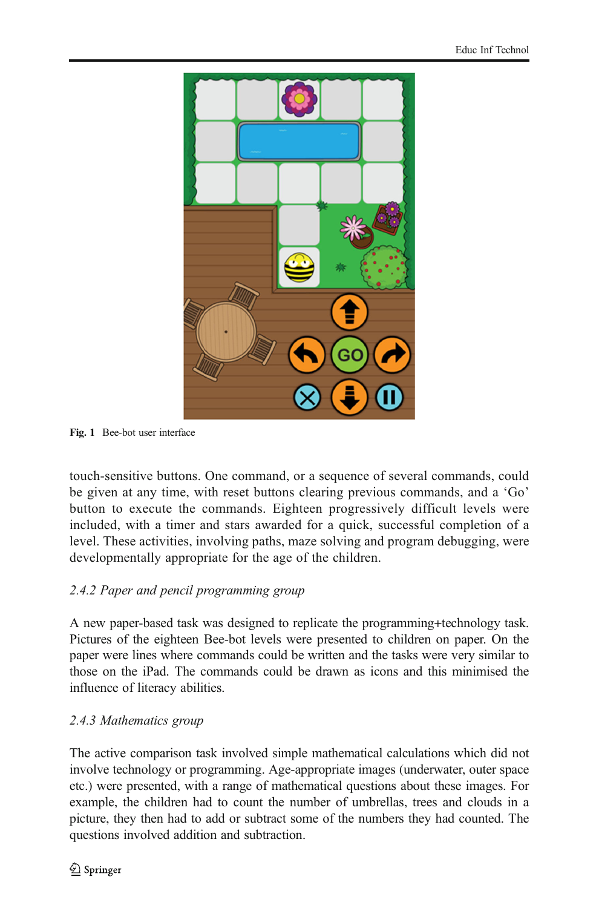Fig. 1 Bee-bot user interface

touch-sensitive buttons. One command, or a sequence of several commands, could be given at any time, with reset buttons clearing previous commands, and a 'Go' button to execute the commands. Eighteen progressively difficult levels were included, with a timer and stars awarded for a quick, successful completion of a level. These activities, involving paths, maze solving and program debugging, were developmentally appropriate for the age of the children.

#### *2.4.2 Paper and pencil programming group*

A new paper-based task was designed to replicate the programming+technology task. Pictures of the eighteen Bee-bot levels were presented to children on paper. On the paper were lines where commands could be written and the tasks were very similar to those on the iPad. The commands could be drawn as icons and this minimised the influence of literacy abilities.

#### *2.4.3 Mathematics group*

The active comparison task involved simple mathematical calculations which did not involve technology or programming. Age-appropriate images (underwater, outer space etc.) were presented, with a range of mathematical questions about these images. For example, the children had to count the number of umbrellas, trees and clouds in a picture, they then had to add or subtract some of the numbers they had counted. The questions involved addition and subtraction.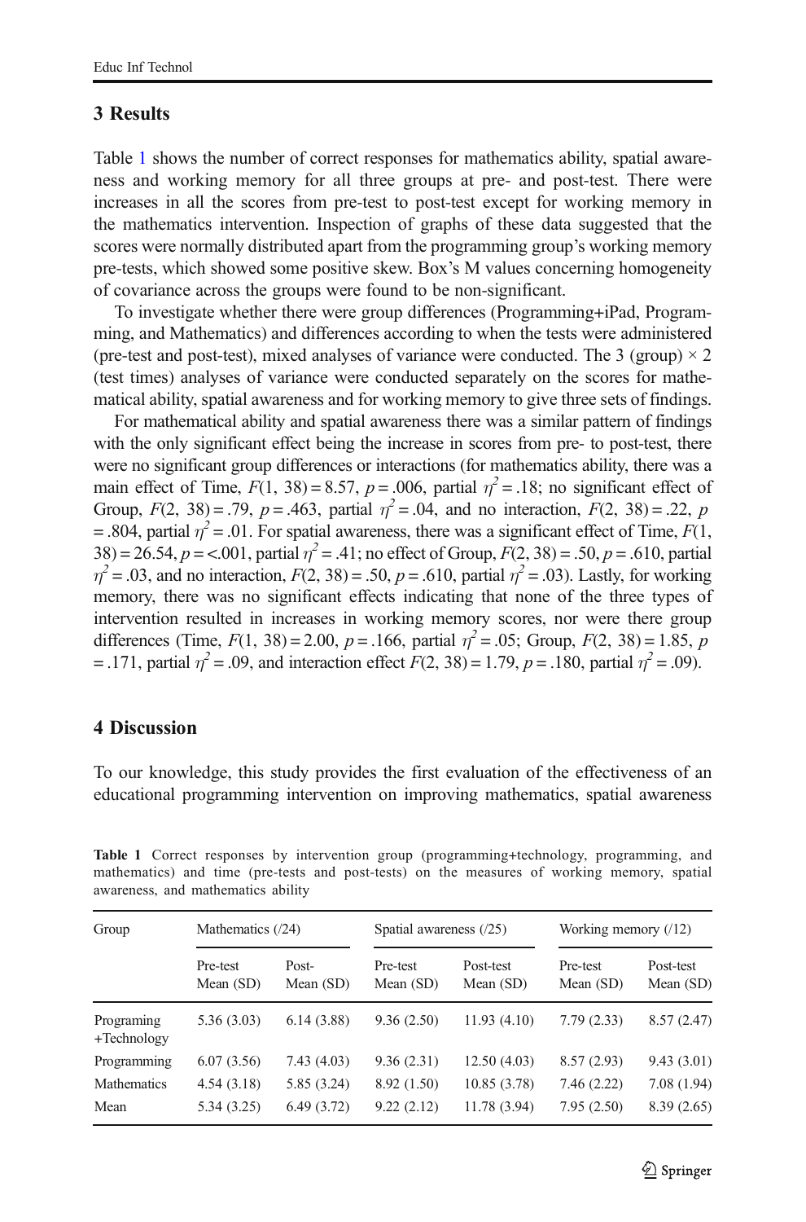## 3 Results

Table 1 shows the number of correct responses for mathematics ability, spatial awareness and working memory for all three groups at pre- and post-test. There were increases in all the scores from pre-test to post-test except for working memory in the mathematics intervention. Inspection of graphs of these data suggested that the scores were normally distributed apart from the programming group's working memory pre-tests, which showed some positive skew. Box's M values concerning homogeneity of covariance across the groups were found to be non-significant.

To investigate whether there were group differences (Programming+iPad, Programming, and Mathematics) and differences according to when the tests were administered (pre-test and post-test), mixed analyses of variance were conducted. The 3 (group) × 2 (test times) analyses of variance were conducted separately on the scores for mathematical ability, spatial awareness and for working memory to give three sets of findings.

For mathematical ability and spatial awareness there was a similar pattern of findings with the only significant effect being the increase in scores from pre- to post-test, there were no significant group differences or interactions (for mathematics ability, there was a main effect of Time, $F(1, 38) = 8.57$, $p = .006$, partial $\eta^2 = .18$; no significant effect of Group, $F(2, 38) = .79$, $p = .463$, partial $\eta^2 = .04$, and no interaction, $F(2, 38) = .22$, $p = .804$, partial $\eta^2 = .01$. For spatial awareness, there was a significant effect of Time, $F(1, 38) = 26.54$, $p = <.001$, partial $\eta^2 = .41$; no effect of Group, $F(2, 38) = .50$, $p = .610$, partial $\eta^2 = .03$, and no interaction, $F(2, 38) = .50$, $p = .610$, partial $\eta^2 = .03$). Lastly, for working memory, there was no significant effects indicating that none of the three types of intervention resulted in increases in working memory scores, nor were there group differences (Time, $F(1, 38) = 2.00$, $p = .166$, partial $\eta^2 = .05$; Group, $F(2, 38) = 1.85$, $p = .171$, partial $\eta^2 = .09$, and interaction effect $F(2, 38) = 1.79$, $p = .180$, partial $\eta^2 = .09$).

## 4 Discussion

To our knowledge, this study provides the first evaluation of the effectiveness of an educational programming intervention on improving mathematics, spatial awareness

**Table 1** Correct responses by intervention group (programming+technology, programming, and mathematics) and time (pre-tests and post-tests) on the measures of working memory, spatial awareness, and mathematics ability

| Group | Mathematics (/24) | | Spatial awareness (/25) | | Working memory (/12) | |
|---|---|---|---|---|---|---|
| | Pre-test Mean (SD) | Post- Mean (SD) | Pre-test Mean (SD) | Post-test Mean (SD) | Pre-test Mean (SD) | Post-test Mean (SD) |
| Programing +Technology | 5.36 (3.03) | 6.14 (3.88) | 9.36 (2.50) | 11.93 (4.10) | 7.79 (2.33) | 8.57 (2.47) |
| Programming | 6.07 (3.56) | 7.43 (4.03) | 9.36 (2.31) | 12.50 (4.03) | 8.57 (2.93) | 9.43 (3.01) |
| Mathematics | 4.54 (3.18) | 5.85 (3.24) | 8.92 (1.50) | 10.85 (3.78) | 7.46 (2.22) | 7.08 (1.94) |
| Mean | 5.34 (3.25) | 6.49 (3.72) | 9.22 (2.12) | 11.78 (3.94) | 7.95 (2.50) | 8.39 (2.65) |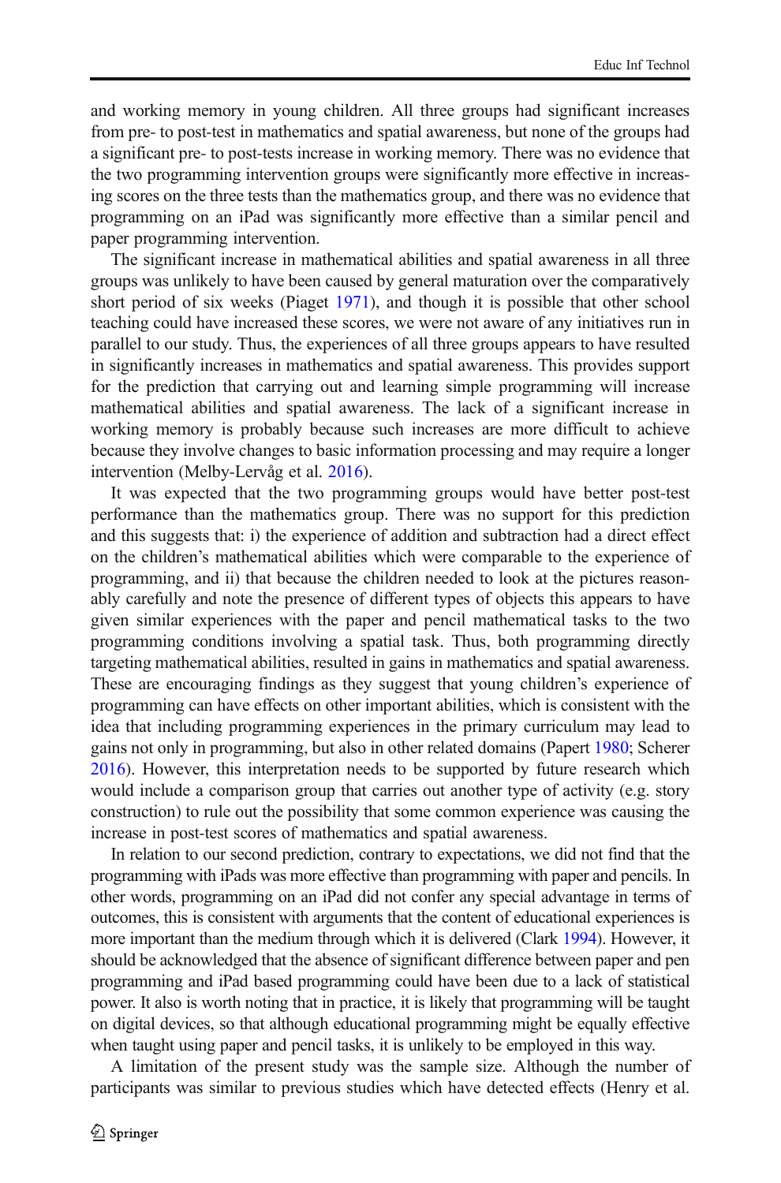and working memory in young children. All three groups had significant increases from pre- to post-test in mathematics and spatial awareness, but none of the groups had a significant pre- to post-tests increase in working memory. There was no evidence that the two programming intervention groups were significantly more effective in increasing scores on the three tests than the mathematics group, and there was no evidence that programming on an iPad was significantly more effective than a similar pencil and paper programming intervention.

The significant increase in mathematical abilities and spatial awareness in all three groups was unlikely to have been caused by general maturation over the comparatively short period of six weeks (Piaget 1971), and though it is possible that other school teaching could have increased these scores, we were not aware of any initiatives run in parallel to our study. Thus, the experiences of all three groups appears to have resulted in significantly increases in mathematics and spatial awareness. This provides support for the prediction that carrying out and learning simple programming will increase mathematical abilities and spatial awareness. The lack of a significant increase in working memory is probably because such increases are more difficult to achieve because they involve changes to basic information processing and may require a longer intervention (Melby-Lervåg et al. 2016).

It was expected that the two programming groups would have better post-test performance than the mathematics group. There was no support for this prediction and this suggests that: i) the experience of addition and subtraction had a direct effect on the children's mathematical abilities which were comparable to the experience of programming, and ii) that because the children needed to look at the pictures reasonably carefully and note the presence of different types of objects this appears to have given similar experiences with the paper and pencil mathematical tasks to the two programming conditions involving a spatial task. Thus, both programming directly targeting mathematical abilities, resulted in gains in mathematics and spatial awareness. These are encouraging findings as they suggest that young children's experience of programming can have effects on other important abilities, which is consistent with the idea that including programming experiences in the primary curriculum may lead to gains not only in programming, but also in other related domains (Papert 1980; Scherer 2016). However, this interpretation needs to be supported by future research which would include a comparison group that carries out another type of activity (e.g. story construction) to rule out the possibility that some common experience was causing the increase in post-test scores of mathematics and spatial awareness.

In relation to our second prediction, contrary to expectations, we did not find that the programming with iPads was more effective than programming with paper and pencils. In other words, programming on an iPad did not confer any special advantage in terms of outcomes, this is consistent with arguments that the content of educational experiences is more important than the medium through which it is delivered (Clark 1994). However, it should be acknowledged that the absence of significant difference between paper and pen programming and iPad based programming could have been due to a lack of statistical power. It also is worth noting that in practice, it is likely that programming will be taught on digital devices, so that although educational programming might be equally effective when taught using paper and pencil tasks, it is unlikely to be employed in this way.

A limitation of the present study was the sample size. Although the number of participants was similar to previous studies which have detected effects (Henry et al.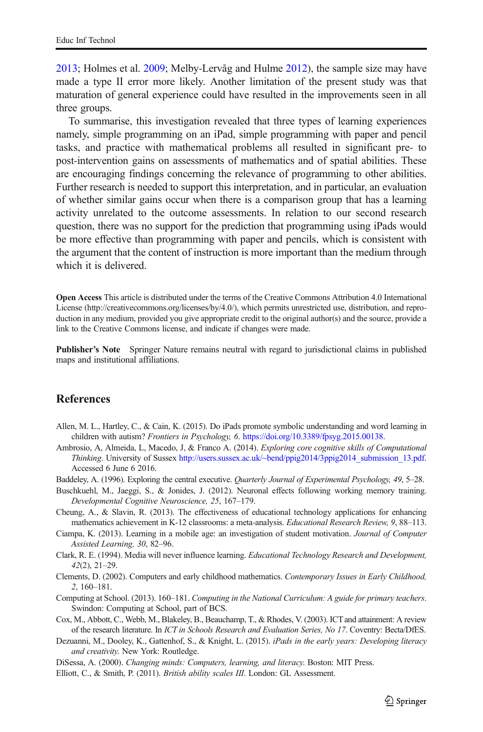2013; Holmes et al. 2009; Melby-Lervåg and Hulme 2012), the sample size may have made a type II error more likely. Another limitation of the present study was that maturation of general experience could have resulted in the improvements seen in all three groups.

To summarise, this investigation revealed that three types of learning experiences namely, simple programming on an iPad, simple programming with paper and pencil tasks, and practice with mathematical problems all resulted in significant pre- to post-intervention gains on assessments of mathematics and of spatial abilities. These are encouraging findings concerning the relevance of programming to other abilities. Further research is needed to support this interpretation, and in particular, an evaluation of whether similar gains occur when there is a comparison group that has a learning activity unrelated to the outcome assessments. In relation to our second research question, there was no support for the prediction that programming using iPads would be more effective than programming with paper and pencils, which is consistent with the argument that the content of instruction is more important than the medium through which it is delivered.

**Open Access** This article is distributed under the terms of the Creative Commons Attribution 4.0 International License (http://creativecommons.org/licenses/by/4.0/), which permits unrestricted use, distribution, and reproduction in any medium, provided you give appropriate credit to the original author(s) and the source, provide a link to the Creative Commons license, and indicate if changes were made.

**Publisher's Note** Springer Nature remains neutral with regard to jurisdictional claims in published maps and institutional affiliations.

## References

Allen, M. L., Hartley, C., & Cain, K. (2015). Do iPads promote symbolic understanding and word learning in children with autism? *Frontiers in Psychology, 6*. https://doi.org/10.3389/fpsyg.2015.00138.

Ambrosio, A, Almeida, L, Macedo, J, & Franco A. (2014). *Exploring core cognitive skills of Computational Thinking*. University of Sussex http://users.sussex.ac.uk/~bend/ppig2014/3ppig2014_submission_13.pdf. Accessed 6 June 6 2016.

Baddeley, A. (1996). Exploring the central executive. *Quarterly Journal of Experimental Psychology, 49*, 5–28.

Buschkuehl, M., Jaeggi, S., & Jonides, J. (2012). Neuronal effects following working memory training. *Developmental Cognitive Neuroscience, 25*, 167–179.

Cheung, A., & Slavin, R. (2013). The effectiveness of educational technology applications for enhancing mathematics achievement in K-12 classrooms: a meta-analysis. *Educational Research Review, 9*, 88–113.

Ciampa, K. (2013). Learning in a mobile age: an investigation of student motivation. *Journal of Computer Assisted Learning, 30*, 82–96.

Clark, R. E. (1994). Media will never influence learning. *Educational Technology Research and Development, 42*(2), 21–29.

Clements, D. (2002). Computers and early childhood mathematics. *Contemporary Issues in Early Childhood, 2*, 160–181.

Computing at School. (2013). 160–181. *Computing in the National Curriculum: A guide for primary teachers*. Swindon: Computing at School, part of BCS.

Cox, M., Abbott, C., Webb, M., Blakeley, B., Beauchamp, T., & Rhodes, V. (2003). ICT and attainment: A review of the research literature. In *ICT in Schools Research and Evaluation Series, No 17*. Coventry: Becta/DfES.

Dezuanni, M., Dooley, K., Gattenhof, S., & Knight, L. (2015). *iPads in the early years: Developing literacy and creativity*. New York: Routledge.

DiSessa, A. (2000). *Changing minds: Computers, learning, and literacy*. Boston: MIT Press.

Elliott, C., & Smith, P. (2011). *British ability scales III*. London: GL Assessment.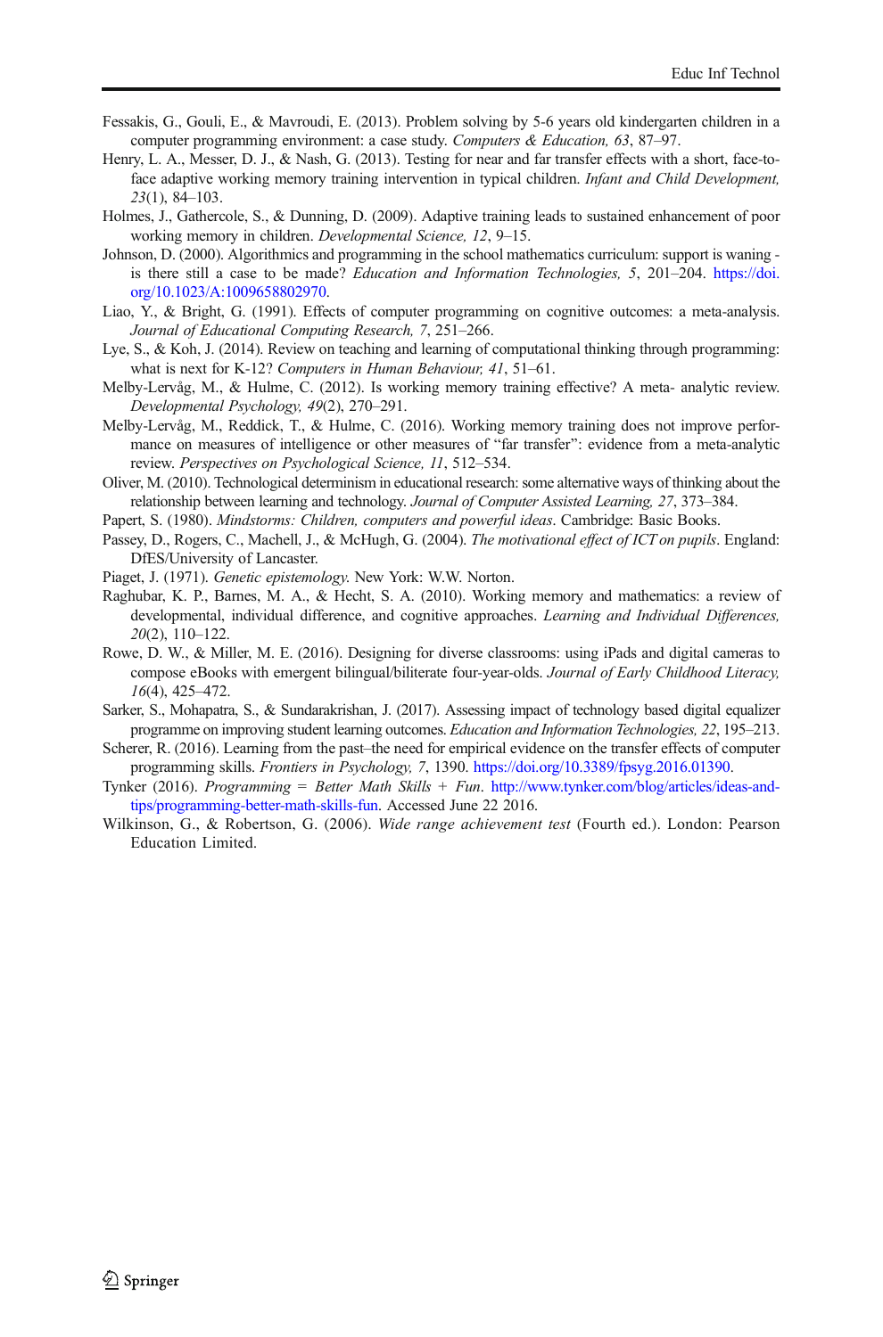Fessakis, G., Gouli, E., & Mavroudi, E. (2013). Problem solving by 5-6 years old kindergarten children in a computer programming environment: a case study. *Computers & Education, 63*, 87–97.

Henry, L. A., Messer, D. J., & Nash, G. (2013). Testing for near and far transfer effects with a short, face-to-face adaptive working memory training intervention in typical children. *Infant and Child Development, 23*(1), 84–103.

Holmes, J., Gathercole, S., & Dunning, D. (2009). Adaptive training leads to sustained enhancement of poor working memory in children. *Developmental Science, 12*, 9–15.

Johnson, D. (2000). Algorithmics and programming in the school mathematics curriculum: support is waning - is there still a case to be made? *Education and Information Technologies, 5*, 201–204. https://doi.org/10.1023/A:1009658802970.

Liao, Y., & Bright, G. (1991). Effects of computer programming on cognitive outcomes: a meta-analysis. *Journal of Educational Computing Research, 7*, 251–266.

Lye, S., & Koh, J. (2014). Review on teaching and learning of computational thinking through programming: what is next for K-12? *Computers in Human Behaviour, 41*, 51–61.

Melby-Lervåg, M., & Hulme, C. (2012). Is working memory training effective? A meta- analytic review. *Developmental Psychology, 49*(2), 270–291.

Melby-Lervåg, M., Reddick, T., & Hulme, C. (2016). Working memory training does not improve performance on measures of intelligence or other measures of "far transfer": evidence from a meta-analytic review. *Perspectives on Psychological Science, 11*, 512–534.

Oliver, M. (2010). Technological determinism in educational research: some alternative ways of thinking about the relationship between learning and technology. *Journal of Computer Assisted Learning, 27*, 373–384.

Papert, S. (1980). *Mindstorms: Children, computers and powerful ideas*. Cambridge: Basic Books.

Passey, D., Rogers, C., Machell, J., & McHugh, G. (2004). *The motivational effect of ICT on pupils*. England: DfES/University of Lancaster.

Piaget, J. (1971). *Genetic epistemology*. New York: W.W. Norton.

Raghubar, K. P., Barnes, M. A., & Hecht, S. A. (2010). Working memory and mathematics: a review of developmental, individual difference, and cognitive approaches. *Learning and Individual Differences, 20*(2), 110–122.

Rowe, D. W., & Miller, M. E. (2016). Designing for diverse classrooms: using iPads and digital cameras to compose eBooks with emergent bilingual/biliterate four-year-olds. *Journal of Early Childhood Literacy, 16*(4), 425–472.

Sarker, S., Mohapatra, S., & Sundarakrishan, J. (2017). Assessing impact of technology based digital equalizer programme on improving student learning outcomes. *Education and Information Technologies, 22*, 195–213.

Scherer, R. (2016). Learning from the past–the need for empirical evidence on the transfer effects of computer programming skills. *Frontiers in Psychology, 7*, 1390. https://doi.org/10.3389/fpsyg.2016.01390.

Tynker (2016). *Programming = Better Math Skills + Fun*. http://www.tynker.com/blog/articles/ideas-and-tips/programming-better-math-skills-fun. Accessed June 22 2016.

Wilkinson, G., & Robertson, G. (2006). *Wide range achievement test* (Fourth ed.). London: Pearson Education Limited.